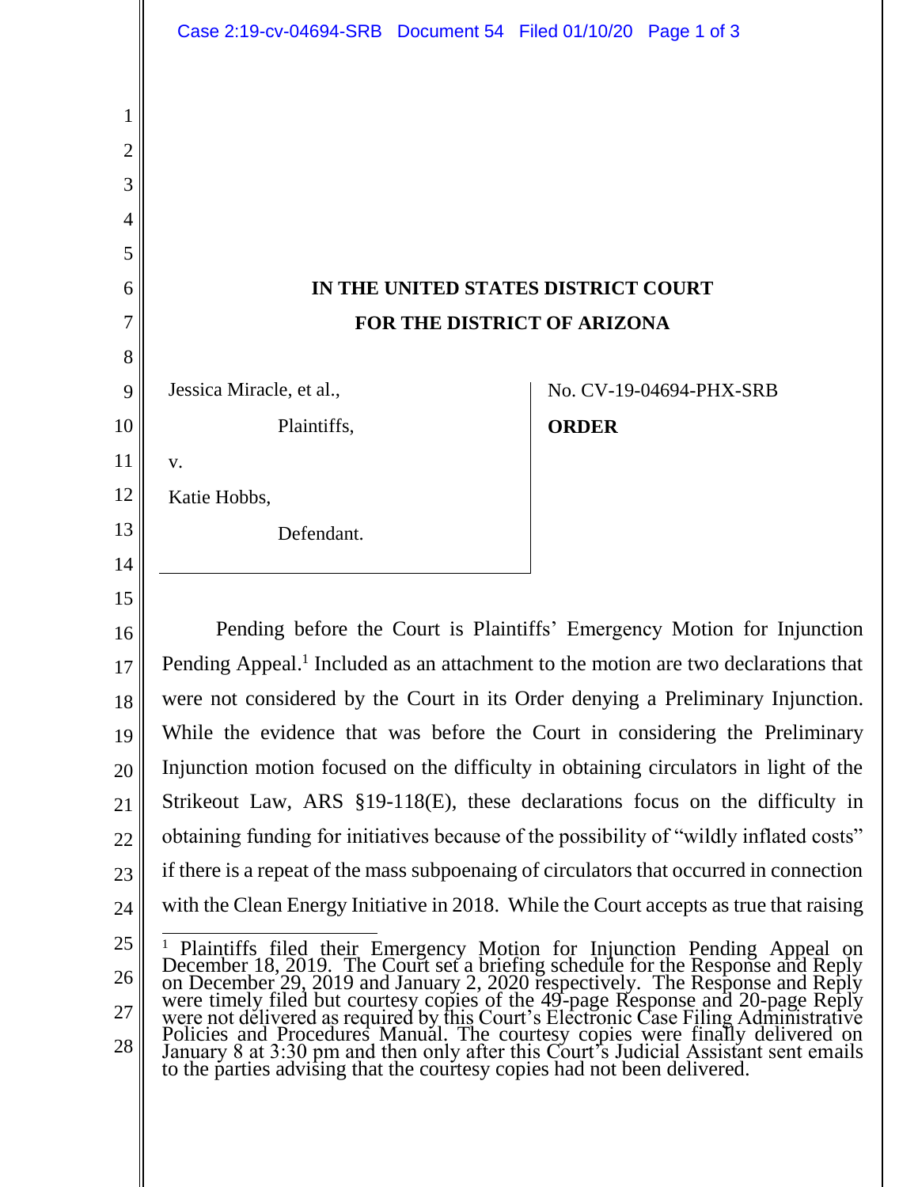**IN THE UNITED STATES DISTRICT COURT**
**FOR THE DISTRICT OF ARIZONA**

Jessica Miracle, et al.,

Plaintiffs,

v.

Katie Hobbs,

Defendant.

No. CV-19-04694-PHX-SRB

**ORDER**

Pending before the Court is Plaintiffs' Emergency Motion for Injunction Pending Appeal.[1] Included as an attachment to the motion are two declarations that were not considered by the Court in its Order denying a Preliminary Injunction. While the evidence that was before the Court in considering the Preliminary Injunction motion focused on the difficulty in obtaining circulators in light of the Strikeout Law, ARS §19-118(E), these declarations focus on the difficulty in obtaining funding for initiatives because of the possibility of "wildly inflated costs" if there is a repeat of the mass subpoenaing of circulators that occurred in connection with the Clean Energy Initiative in 2018. While the Court accepts as true that raising

---

[1] Plaintiffs filed their Emergency Motion for Injunction Pending Appeal on December 18, 2019. The Court set a briefing schedule for the Response and Reply on December 29, 2019 and January 2, 2020 respectively. The Response and Reply were timely filed but courtesy copies of the 49-page Response and 20-page Reply were not delivered as required by this Court's Electronic Case Filing Administrative Policies and Procedures Manual. The courtesy copies were finally delivered on January 8 at 3:30 pm and then only after this Court's Judicial Assistant sent emails to the parties advising that the courtesy copies had not been delivered.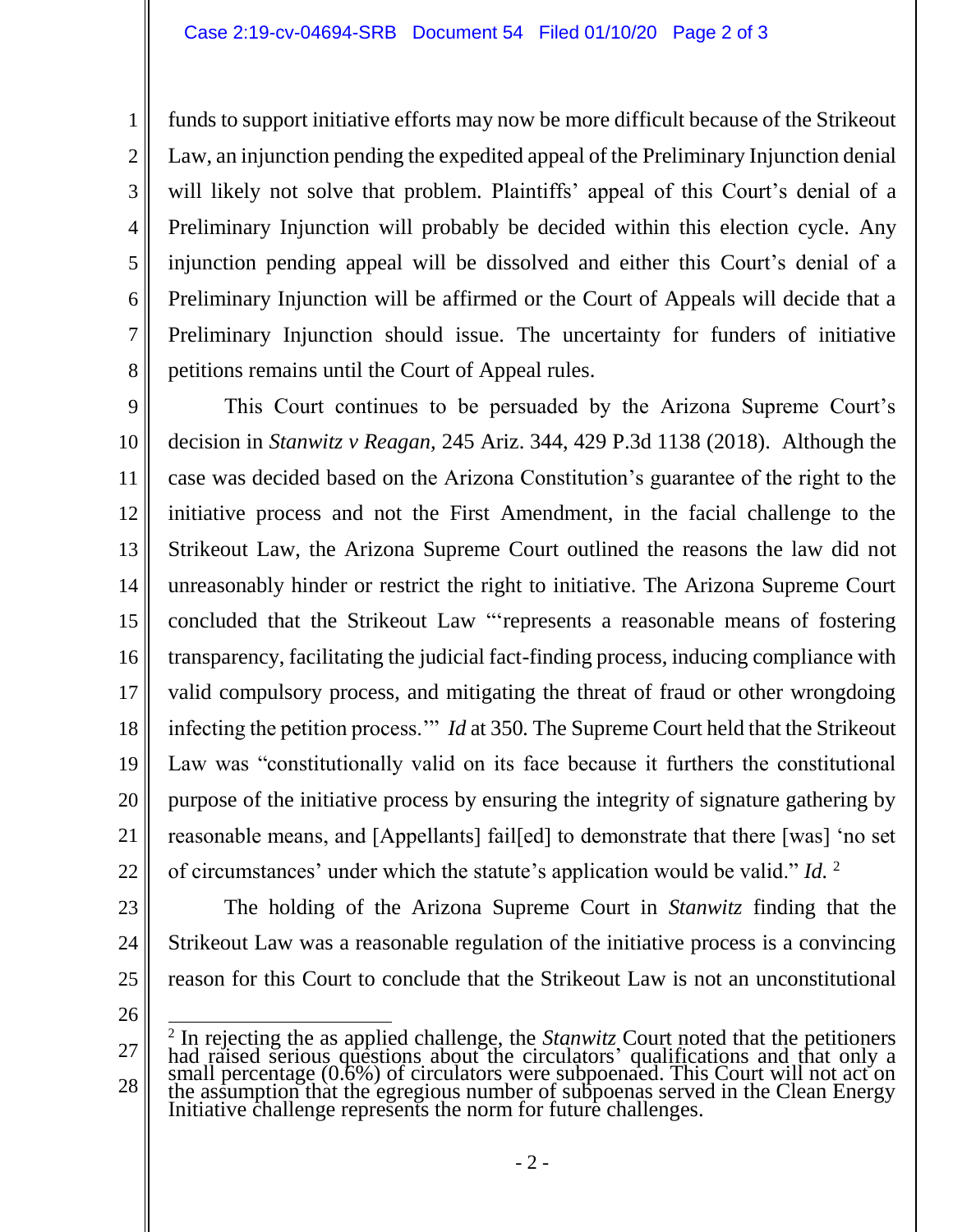funds to support initiative efforts may now be more difficult because of the Strikeout Law, an injunction pending the expedited appeal of the Preliminary Injunction denial will likely not solve that problem. Plaintiffs' appeal of this Court's denial of a Preliminary Injunction will probably be decided within this election cycle. Any injunction pending appeal will be dissolved and either this Court's denial of a Preliminary Injunction will be affirmed or the Court of Appeals will decide that a Preliminary Injunction should issue. The uncertainty for funders of initiative petitions remains until the Court of Appeal rules.

This Court continues to be persuaded by the Arizona Supreme Court's decision in *Stanwitz v Reagan,* 245 Ariz. 344, 429 P.3d 1138 (2018). Although the case was decided based on the Arizona Constitution's guarantee of the right to the initiative process and not the First Amendment, in the facial challenge to the Strikeout Law, the Arizona Supreme Court outlined the reasons the law did not unreasonably hinder or restrict the right to initiative. The Arizona Supreme Court concluded that the Strikeout Law "'represents a reasonable means of fostering transparency, facilitating the judicial fact-finding process, inducing compliance with valid compulsory process, and mitigating the threat of fraud or other wrongdoing infecting the petition process.'" *Id* at 350. The Supreme Court held that the Strikeout Law was "constitutionally valid on its face because it furthers the constitutional purpose of the initiative process by ensuring the integrity of signature gathering by reasonable means, and [Appellants] fail[ed] to demonstrate that there [was] 'no set of circumstances' under which the statute's application would be valid." *Id.* [2]

The holding of the Arizona Supreme Court in *Stanwitz* finding that the Strikeout Law was a reasonable regulation of the initiative process is a convincing reason for this Court to conclude that the Strikeout Law is not an unconstitutional

[2] In rejecting the as applied challenge, the *Stanwitz* Court noted that the petitioners had raised serious questions about the circulators' qualifications and that only a small percentage (0.6%) of circulators were subpoenaed. This Court will not act on the assumption that the egregious number of subpoenas served in the Clean Energy Initiative challenge represents the norm for future challenges.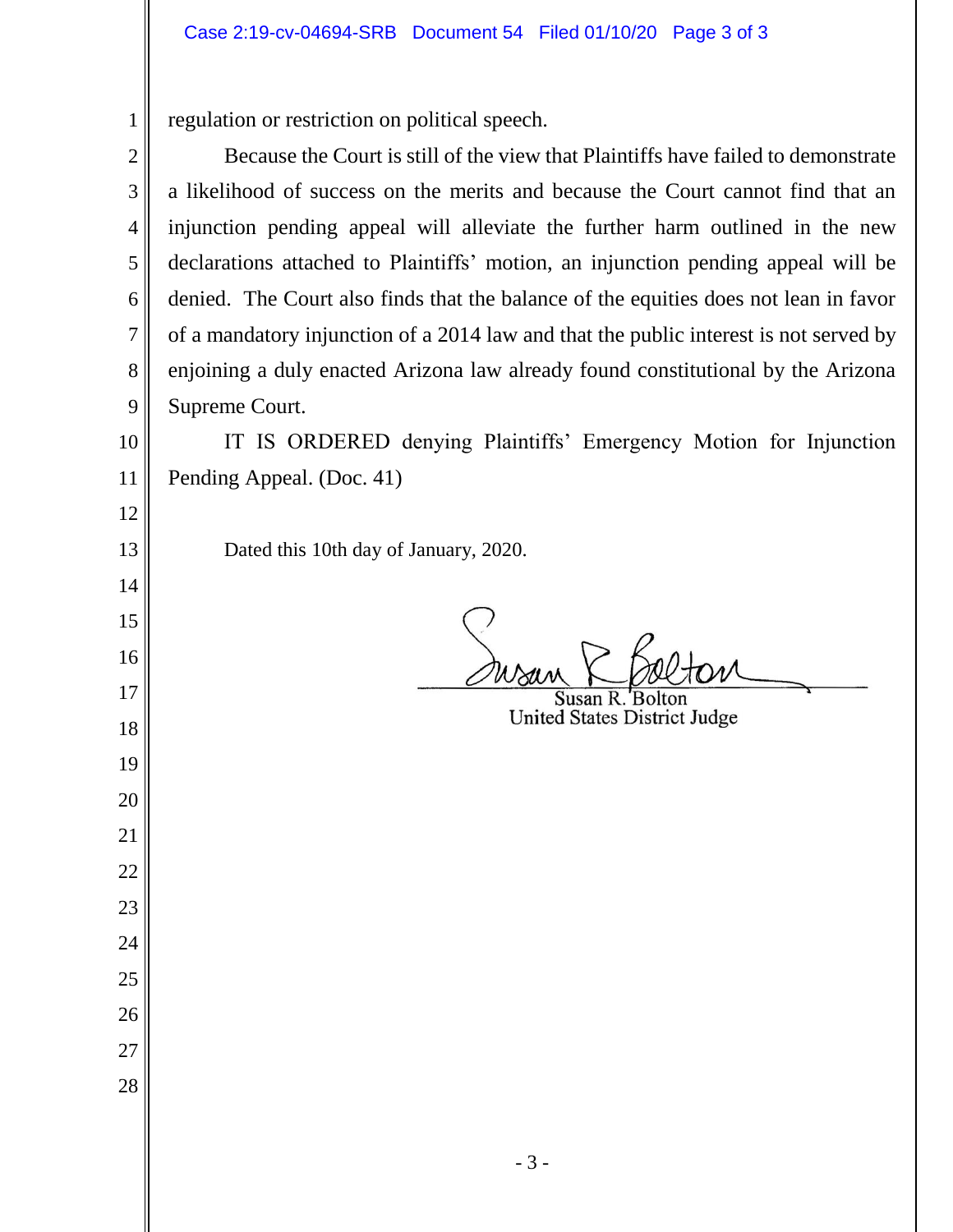regulation or restriction on political speech.

Because the Court is still of the view that Plaintiffs have failed to demonstrate a likelihood of success on the merits and because the Court cannot find that an injunction pending appeal will alleviate the further harm outlined in the new declarations attached to Plaintiffs' motion, an injunction pending appeal will be denied. The Court also finds that the balance of the equities does not lean in favor of a mandatory injunction of a 2014 law and that the public interest is not served by enjoining a duly enacted Arizona law already found constitutional by the Arizona Supreme Court.

IT IS ORDERED denying Plaintiffs' Emergency Motion for Injunction Pending Appeal. (Doc. 41)

Dated this 10th day of January, 2020.

Susan R. Bolton
United States District Judge